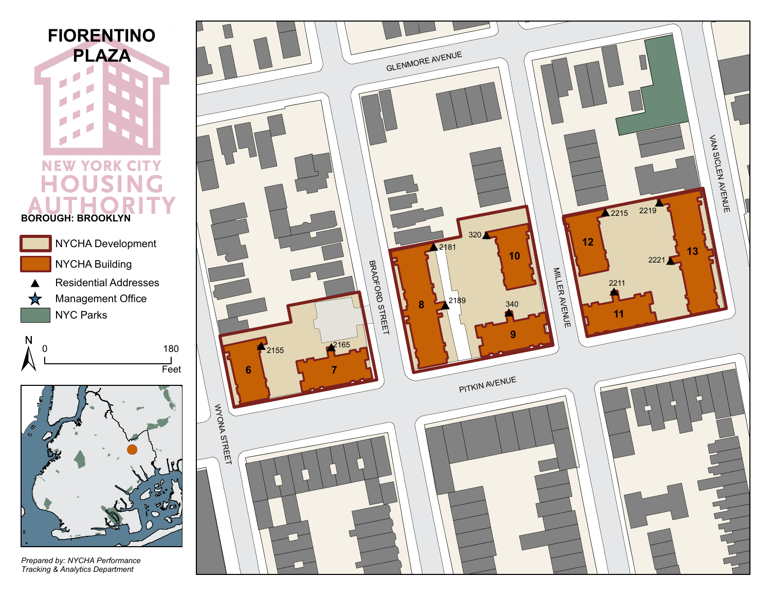# FIORENTINO PLAZA

NEW YORK CITY HOUSING AUTHORITY

**BOROUGH: BROOKLYN**

- NYCHA Development
- NYCHA Building
- Residential Addresses
- Management Office
- NYC Parks

N

0 — 180 Feet

GLENMORE AVENUE

PITKIN AVENUE

WYONA STREET

BRADFORD STREET

MILLER AVENUE

VAN SICLEN AVENUE

6, 7, 8, 9, 10, 11, 12, 13

2155, 2165, 2181, 2189, 320, 340, 2215, 2219, 2221, 2211

*Prepared by: NYCHA Performance Tracking & Analytics Department*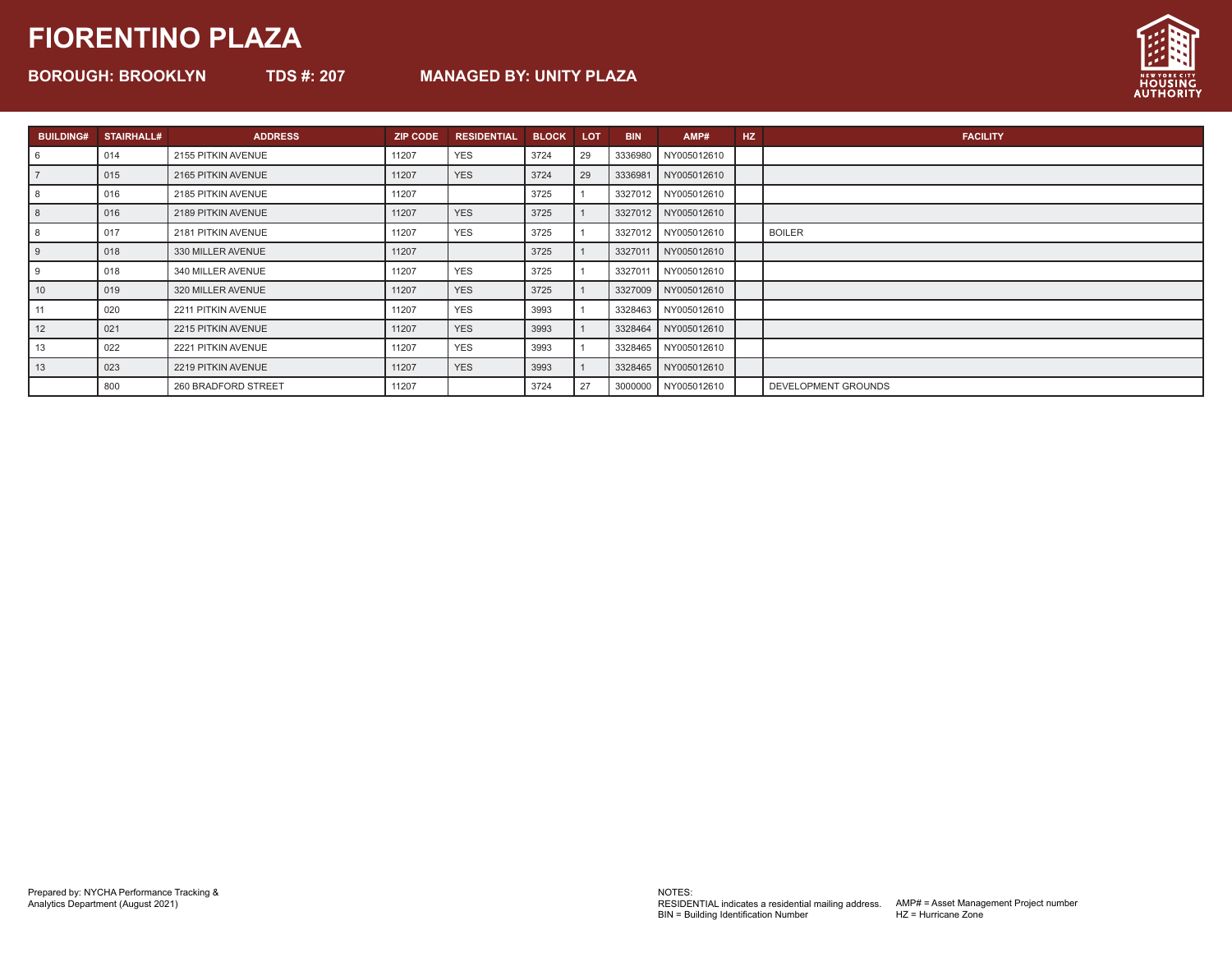# FIORENTINO PLAZA

**BOROUGH: BROOKLYN** **TDS #: 207** **MANAGED BY: UNITY PLAZA**

| BUILDING# | STAIRHALL# | ADDRESS | ZIP CODE | RESIDENTIAL | BLOCK | LOT | BIN | AMP# | HZ | FACILITY |
|---|---|---|---|---|---|---|---|---|---|---|
| 6 | 014 | 2155 PITKIN AVENUE | 11207 | YES | 3724 | 29 | 3336980 | NY005012610 | | |
| 7 | 015 | 2165 PITKIN AVENUE | 11207 | YES | 3724 | 29 | 3336981 | NY005012610 | | |
| 8 | 016 | 2185 PITKIN AVENUE | 11207 | | 3725 | 1 | 3327012 | NY005012610 | | |
| 8 | 016 | 2189 PITKIN AVENUE | 11207 | YES | 3725 | 1 | 3327012 | NY005012610 | | |
| 8 | 017 | 2181 PITKIN AVENUE | 11207 | YES | 3725 | 1 | 3327012 | NY005012610 | | BOILER |
| 9 | 018 | 330 MILLER AVENUE | 11207 | | 3725 | 1 | 3327011 | NY005012610 | | |
| 9 | 018 | 340 MILLER AVENUE | 11207 | YES | 3725 | 1 | 3327011 | NY005012610 | | |
| 10 | 019 | 320 MILLER AVENUE | 11207 | YES | 3725 | 1 | 3327009 | NY005012610 | | |
| 11 | 020 | 2211 PITKIN AVENUE | 11207 | YES | 3993 | 1 | 3328463 | NY005012610 | | |
| 12 | 021 | 2215 PITKIN AVENUE | 11207 | YES | 3993 | 1 | 3328464 | NY005012610 | | |
| 13 | 022 | 2221 PITKIN AVENUE | 11207 | YES | 3993 | 1 | 3328465 | NY005012610 | | |
| 13 | 023 | 2219 PITKIN AVENUE | 11207 | YES | 3993 | 1 | 3328465 | NY005012610 | | |
| | 800 | 260 BRADFORD STREET | 11207 | | 3724 | 27 | 3000000 | NY005012610 | | DEVELOPMENT GROUNDS |

Prepared by: NYCHA Performance Tracking & Analytics Department (August 2021)

NOTES:
RESIDENTIAL indicates a residential mailing address.
BIN = Building Identification Number
AMP# = Asset Management Project number
HZ = Hurricane Zone